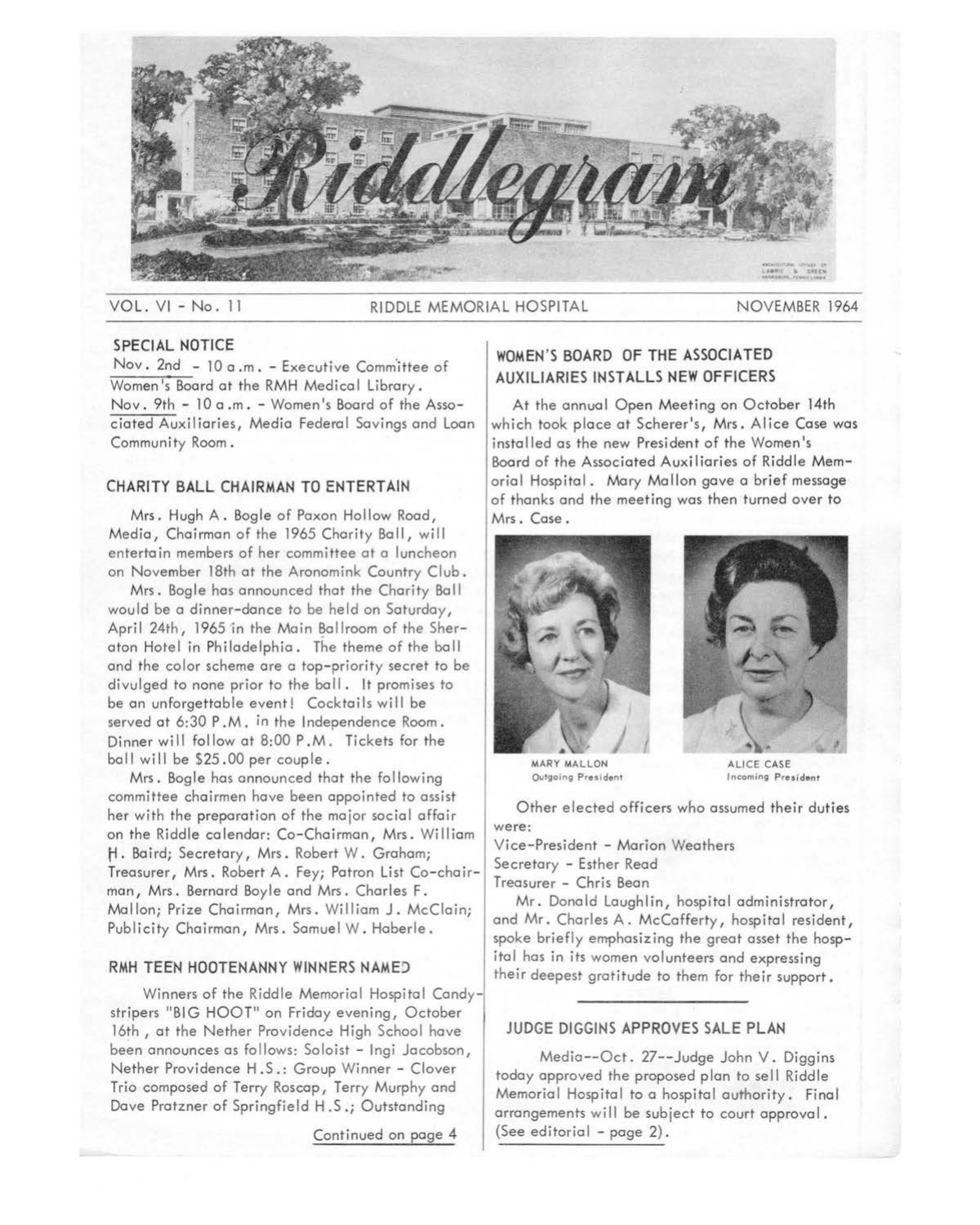# Riddlegram

VOL. VI - No. 11 RIDDLE MEMORIAL HOSPITAL NOVEMBER 1964

## SPECIAL NOTICE

Nov. 2nd - 10 a.m. - Executive Committee of Women's Board at the RMH Medical Library.

Nov. 9th - 10 a.m. - Women's Board of the Associated Auxiliaries, Media Federal Savings and Loan Community Room.

## CHARITY BALL CHAIRMAN TO ENTERTAIN

Mrs. Hugh A. Bogle of Paxon Hollow Road, Media, Chairman of the 1965 Charity Ball, will entertain members of her committee at a luncheon on November 18th at the Aronomink Country Club.

Mrs. Bogle has announced that the Charity Ball would be a dinner-dance to be held on Saturday, April 24th, 1965 in the Main Ballroom of the Sheraton Hotel in Philadelphia. The theme of the ball and the color scheme are a top-priority secret to be divulged to none prior to the ball. It promises to be an unforgettable event! Cocktails will be served at 6:30 P.M. in the Independence Room. Dinner will follow at 8:00 P.M. Tickets for the ball will be $25.00 per couple.

Mrs. Bogle has announced that the following committee chairmen have been appointed to assist her with the preparation of the major social affair on the Riddle calendar: Co-Chairman, Mrs. William H. Baird; Secretary, Mrs. Robert W. Graham; Treasurer, Mrs. Robert A. Fey; Patron List Co-chairman, Mrs. Bernard Boyle and Mrs. Charles F. Mallon; Prize Chairman, Mrs. William J. McClain; Publicity Chairman, Mrs. Samuel W. Haberle.

## RMH TEEN HOOTENANNY WINNERS NAMED

Winners of the Riddle Memorial Hospital Candystripers "BIG HOOT" on Friday evening, October 16th, at the Nether Providence High School have been announces as follows: Soloist - Ingi Jacobson, Nether Providence H.S.: Group Winner - Clover Trio composed of Terry Roscap, Terry Murphy and Dave Pratzner of Springfield H.S.; Outstanding

Continued on page 4

## WOMEN'S BOARD OF THE ASSOCIATED AUXILIARIES INSTALLS NEW OFFICERS

At the annual Open Meeting on October 14th which took place at Scherer's, Mrs. Alice Case was installed as the new President of the Women's Board of the Associated Auxiliaries of Riddle Memorial Hospital. Mary Mallon gave a brief message of thanks and the meeting was then turned over to Mrs. Case.

MARY MALLON
Outgoing President

ALICE CASE
Incoming President

Other elected officers who assumed their duties were:

Vice-President - Marion Weathers
Secretary - Esther Read
Treasurer - Chris Bean

Mr. Donald Laughlin, hospital administrator, and Mr. Charles A. McCafferty, hospital resident, spoke briefly emphasizing the great asset the hospital has in its women volunteers and expressing their deepest gratitude to them for their support.

## JUDGE DIGGINS APPROVES SALE PLAN

Media--Oct. 27--Judge John V. Diggins today approved the proposed plan to sell Riddle Memorial Hospital to a hospital authority. Final arrangements will be subject to court approval. (See editorial - page 2).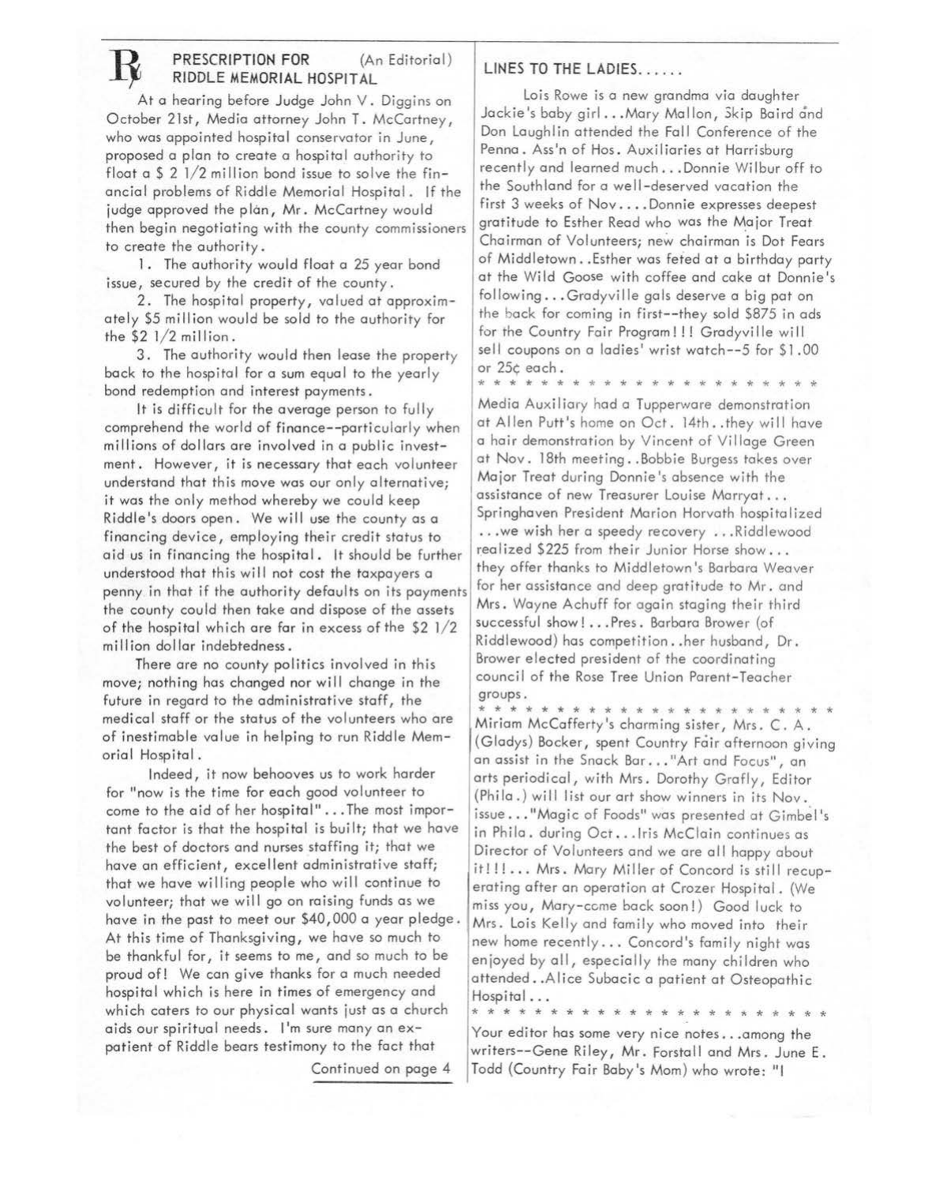## ℞ PRESCRIPTION FOR RIDDLE MEMORIAL HOSPITAL (An Editorial)

At a hearing before Judge John V. Diggins on October 21st, Media attorney John T. McCartney, who was appointed hospital conservator in June, proposed a plan to create a hospital authority to float a $ 2 1/2 million bond issue to solve the financial problems of Riddle Memorial Hospital. If the judge approved the plan, Mr. McCartney would then begin negotiating with the county commissioners to create the authority.

1. The authority would float a 25 year bond issue, secured by the credit of the county.
2. The hospital property, valued at approximately $5 million would be sold to the authority for the $2 1/2 million.
3. The authority would then lease the property back to the hospital for a sum equal to the yearly bond redemption and interest payments.

It is difficult for the average person to fully comprehend the world of finance--particularly when millions of dollars are involved in a public investment. However, it is necessary that each volunteer understand that this move was our only alternative; it was the only method whereby we could keep Riddle's doors open. We will use the county as a financing device, employing their credit status to aid us in financing the hospital. It should be further understood that this will not cost the taxpayers a penny in that if the authority defaults on its payments the county could then take and dispose of the assets of the hospital which are far in excess of the $2 1/2 million dollar indebtedness.

There are no county politics involved in this move; nothing has changed nor will change in the future in regard to the administrative staff, the medical staff or the status of the volunteers who are of inestimable value in helping to run Riddle Memorial Hospital.

Indeed, it now behooves us to work harder for "now is the time for each good volunteer to come to the aid of her hospital"...The most important factor is that the hospital is built; that we have the best of doctors and nurses staffing it; that we have an efficient, excellent administrative staff; that we have willing people who will continue to volunteer; that we will go on raising funds as we have in the past to meet our $40,000 a year pledge. At this time of Thanksgiving, we have so much to be thankful for, it seems to me, and so much to be proud of! We can give thanks for a much needed hospital which is here in times of emergency and which caters to our physical wants just as a church aids our spiritual needs. I'm sure many an ex-patient of Riddle bears testimony to the fact that

Continued on page 4

## LINES TO THE LADIES......

Lois Rowe is a new grandma via daughter Jackie's baby girl...Mary Mallon, Skip Baird and Don Laughlin attended the Fall Conference of the Penna. Ass'n of Hos. Auxiliaries at Harrisburg recently and learned much...Donnie Wilbur off to the Southland for a well-deserved vacation the first 3 weeks of Nov....Donnie expresses deepest gratitude to Esther Read who was the Major Treat Chairman of Volunteers; new chairman is Dot Fears of Middletown..Esther was feted at a birthday party at the Wild Goose with coffee and cake at Donnie's following...Gradyville gals deserve a big pat on the back for coming in first--they sold $875 in ads for the Country Fair Program!!! Gradyville will sell coupons on a ladies' wrist watch--5 for $1.00 or 25¢ each.

* * * * * * * * * * * * * * * * * * * * * *

Media Auxiliary had a Tupperware demonstration at Allen Putt's home on Oct. 14th..they will have a hair demonstration by Vincent of Village Green at Nov. 18th meeting..Bobbie Burgess takes over Major Treat during Donnie's absence with the assistance of new Treasurer Louise Marryat... Springhaven President Marion Horvath hospitalized ...we wish her a speedy recovery ...Riddlewood realized $225 from their Junior Horse show... they offer thanks to Middletown's Barbara Weaver for her assistance and deep gratitude to Mr. and Mrs. Wayne Achuff for again staging their third successful show!...Pres. Barbara Brower (of Riddlewood) has competition..her husband, Dr. Brower elected president of the coordinating council of the Rose Tree Union Parent-Teacher groups.

* * * * * * * * * * * * * * * * * * * * * * *

Miriam McCafferty's charming sister, Mrs. C. A. (Gladys) Bocker, spent Country Fair afternoon giving an assist in the Snack Bar..."Art and Focus", an arts periodical, with Mrs. Dorothy Grafly, Editor (Phila.) will list our art show winners in its Nov. issue..."Magic of Foods" was presented at Gimbel's in Phila. during Oct...Iris McClain continues as Director of Volunteers and we are all happy about it!!!... Mrs. Mary Miller of Concord is still recuperating after an operation at Crozer Hospital. (We miss you, Mary-come back soon!) Good luck to Mrs. Lois Kelly and family who moved into their new home recently... Concord's family night was enjoyed by all, especially the many children who attended..Alice Subacic a patient at Osteopathic Hospital...

* * * * * * * * * * * * * * * * * * * * * * *

Your editor has some very nice notes...among the writers--Gene Riley, Mr. Forstall and Mrs. June E. Todd (Country Fair Baby's Mom) who wrote: "I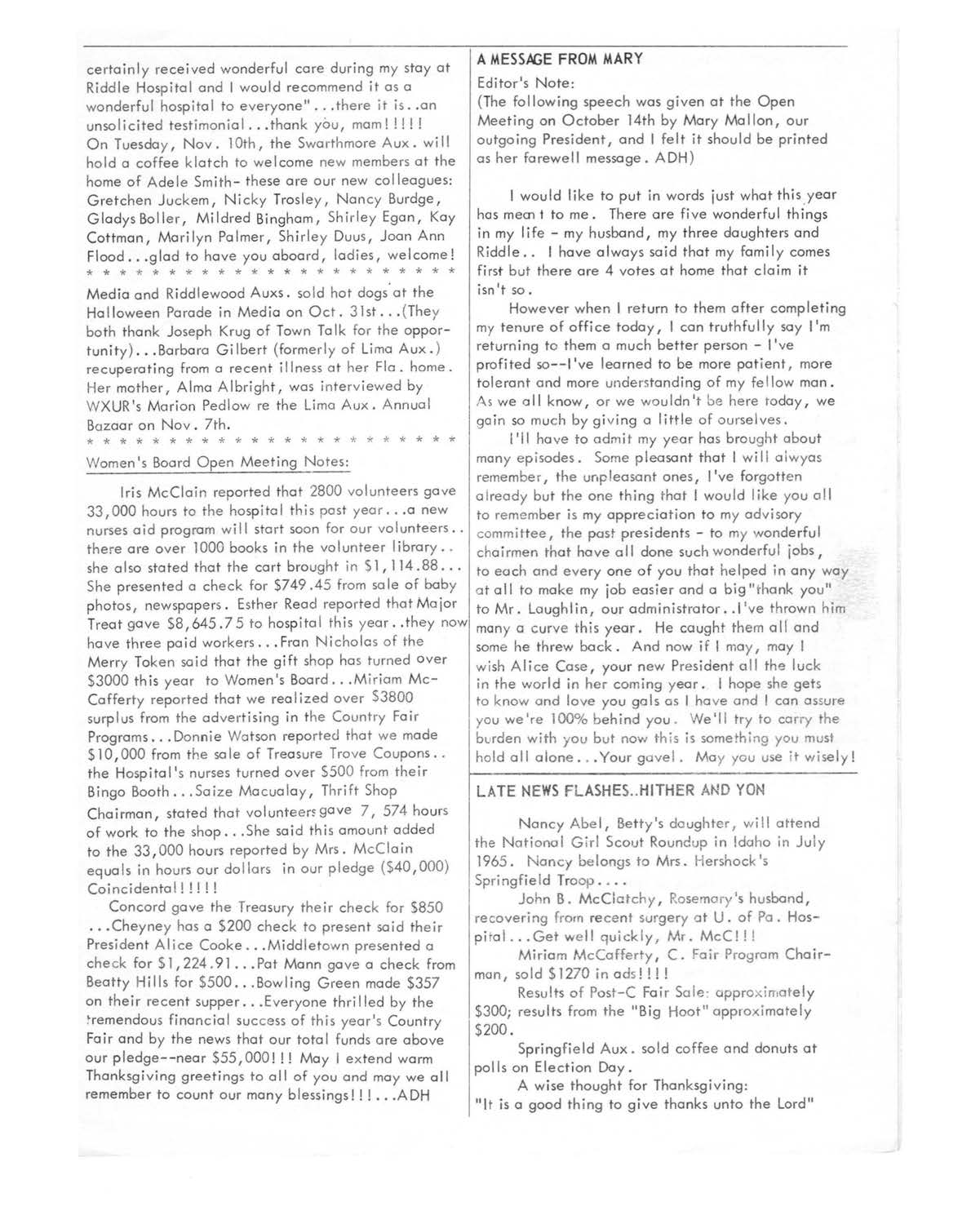certainly received wonderful care during my stay at Riddle Hospital and I would recommend it as a wonderful hospital to everyone"...there it is..an unsolicited testimonial...thank you, mam!!!!! On Tuesday, Nov. 10th, the Swarthmore Aux. will hold a coffee klatch to welcome new members at the home of Adele Smith- these are our new colleagues: Gretchen Juckem, Nicky Trosley, Nancy Burdge, Gladys Boller, Mildred Bingham, Shirley Egan, Kay Cottman, Marilyn Palmer, Shirley Duus, Joan Ann Flood...glad to have you aboard, ladies, welcome!

\* \* \* \* \* \* \* \* \* \* \* \* \* \* \* \* \* \* \* \* \* \* \* \*

Media and Riddlewood Auxs. sold hot dogs at the Halloween Parade in Media on Oct. 31st...(They both thank Joseph Krug of Town Talk for the opportunity)...Barbara Gilbert (formerly of Lima Aux.) recuperating from a recent illness at her Fla. home. Her mother, Alma Albright, was interviewed by WXUR's Marion Pedlow re the Lima Aux. Annual Bazaar on Nov. 7th.

\* \* \* \* \* \* \* \* \* \* \* \* \* \* \* \* \* \* \* \* \* \* \* \*

Women's Board Open Meeting Notes:

Iris McClain reported that 2800 volunteers gave 33,000 hours to the hospital this past year...a new nurses aid program will start soon for our volunteers.. there are over 1000 books in the volunteer library.. she also stated that the cart brought in $1,114.88... She presented a check for $749.45 from sale of baby photos, newspapers. Esther Read reported that Major Treat gave $8,645.75 to hospital this year..they now have three paid workers...Fran Nicholas of the Merry Token said that the gift shop has turned over $3000 this year to Women's Board...Miriam McCafferty reported that we realized over $3800 surplus from the advertising in the Country Fair Programs...Donnie Watson reported that we made $10,000 from the sale of Treasure Trove Coupons.. the Hospital's nurses turned over $500 from their Bingo Booth...Saize Macualay, Thrift Shop Chairman, stated that volunteers gave 7, 574 hours of work to the shop...She said this amount added to the 33,000 hours reported by Mrs. McClain equals in hours our dollars in our pledge ($40,000) Coincidental!!!!!

Concord gave the Treasury their check for $850 ...Cheyney has a $200 check to present said their President Alice Cooke...Middletown presented a check for $1,224.91...Pat Mann gave a check from Beatty Hills for $500...Bowling Green made $357 on their recent supper...Everyone thrilled by the tremendous financial success of this year's Country Fair and by the news that our total funds are above our pledge--near $55,000!!! May I extend warm Thanksgiving greetings to all of you and may we all remember to count our many blessings!!!...ADH

## A MESSAGE FROM MARY

Editor's Note:
(The following speech was given at the Open Meeting on October 14th by Mary Mallon, our outgoing President, and I felt it should be printed as her farewell message. ADH)

I would like to put in words just what this year has meant to me. There are five wonderful things in my life - my husband, my three daughters and Riddle.. I have always said that my family comes first but there are 4 votes at home that claim it isn't so.

However when I return to them after completing my tenure of office today, I can truthfully say I'm returning to them a much better person - I've profited so--I've learned to be more patient, more tolerant and more understanding of my fellow man. As we all know, or we wouldn't be here today, we gain so much by giving a little of ourselves.

I'll have to admit my year has brought about many episodes. Some pleasant that I will alwyas remember, the unpleasant ones, I've forgotten already but the one thing that I would like you all to remember is my appreciation to my advisory committee, the past presidents - to my wonderful chairmen that have all done such wonderful jobs, to each and every one of you that helped in any way at all to make my job easier and a big "thank you" to Mr. Laughlin, our administrator..I've thrown him many a curve this year. He caught them all and some he threw back. And now if I may, may I wish Alice Case, your new President all the luck in the world in her coming year. I hope she gets to know and love you gals as I have and I can assure you we're 100% behind you. We'll try to carry the burden with you but now this is something you must hold all alone...Your gavel. May you use it wisely!

## LATE NEWS FLASHES..HITHER AND YON

Nancy Abel, Betty's daughter, will attend the National Girl Scout Roundup in Idaho in July 1965. Nancy belongs to Mrs. Hershock's Springfield Troop....

John B. McClatchy, Rosemary's husband, recovering from recent surgery at U. of Pa. Hospital...Get well quickly, Mr. McC!!!

Miriam McCafferty, C. Fair Program Chairman, sold $1270 in ads!!!!

Results of Post-C Fair Sale: approximately $300; results from the "Big Hoot" approximately $200.

Springfield Aux. sold coffee and donuts at polls on Election Day.

A wise thought for Thanksgiving:
"It is a good thing to give thanks unto the Lord"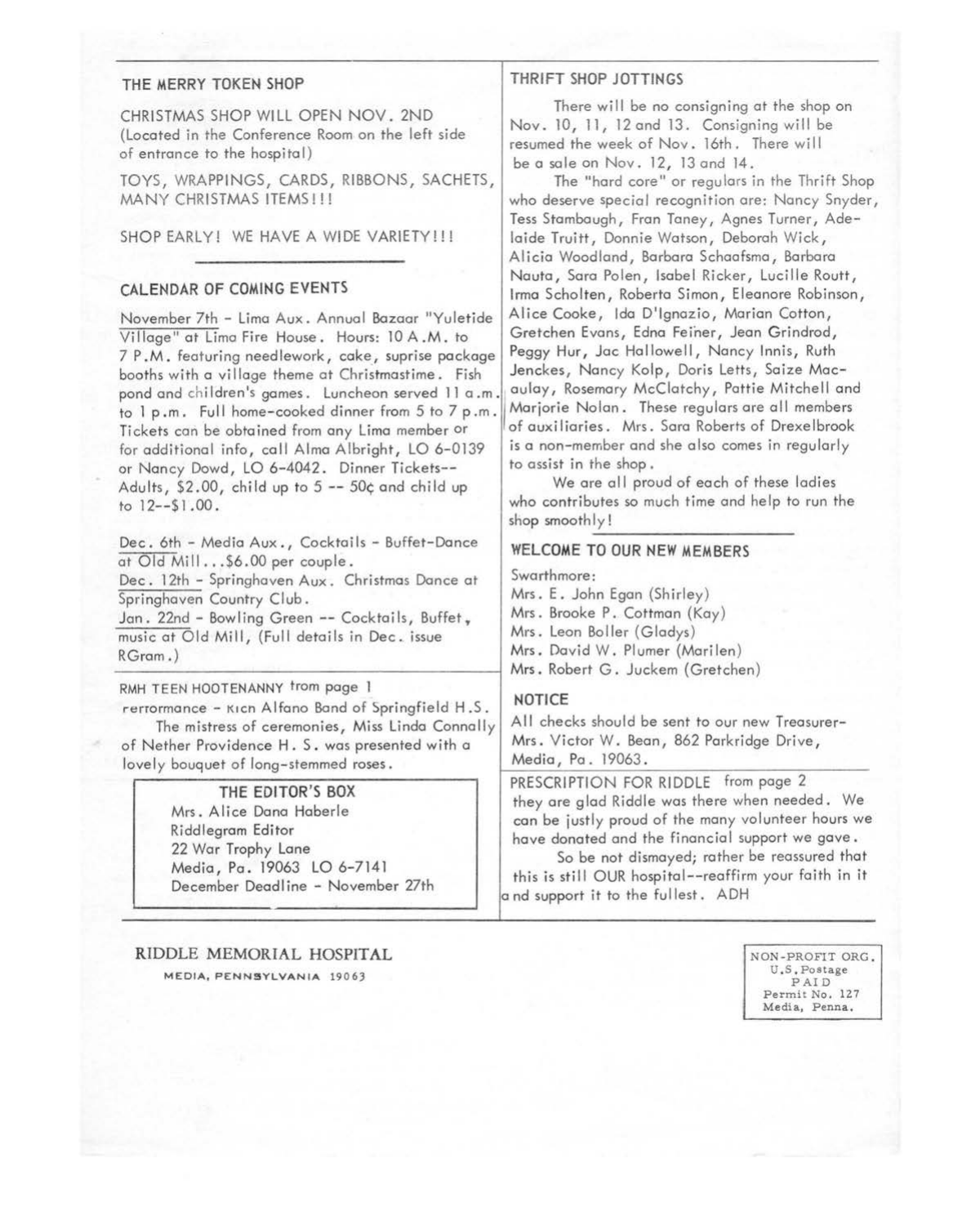## THE MERRY TOKEN SHOP

CHRISTMAS SHOP WILL OPEN NOV. 2ND (Located in the Conference Room on the left side of entrance to the hospital)

TOYS, WRAPPINGS, CARDS, RIBBONS, SACHETS, MANY CHRISTMAS ITEMS!!!

SHOP EARLY! WE HAVE A WIDE VARIETY!!!

## CALENDAR OF COMING EVENTS

November 7th - Lima Aux. Annual Bazaar "Yuletide Village" at Lima Fire House. Hours: 10 A.M. to 7 P.M. featuring needlework, cake, suprise package booths with a village theme at Christmastime. Fish pond and children's games. Luncheon served 11 a.m. to 1 p.m. Full home-cooked dinner from 5 to 7 p.m. Tickets can be obtained from any Lima member or for additional info, call Alma Albright, LO 6-0139 or Nancy Dowd, LO 6-4042. Dinner Tickets-- Adults, $2.00, child up to 5 -- 50¢ and child up to 12--$1.00.

Dec. 6th - Media Aux., Cocktails - Buffet-Dance at Old Mill...$6.00 per couple.

Dec. 12th - Springhaven Aux. Christmas Dance at Springhaven Country Club.

Jan. 22nd - Bowling Green -- Cocktails, Buffet, music at Old Mill, (Full details in Dec. issue RGram.)

## RMH TEEN HOOTENANNY from page 1

Performance - Rich Alfano Band of Springfield H.S.

The mistress of ceremonies, Miss Linda Connally of Nether Providence H. S. was presented with a lovely bouquet of long-stemmed roses.

### THE EDITOR'S BOX

Mrs. Alice Dana Haberle
Riddlegram Editor
22 War Trophy Lane
Media, Pa. 19063 LO 6-7141
December Deadline - November 27th

## THRIFT SHOP JOTTINGS

There will be no consigning at the shop on Nov. 10, 11, 12 and 13. Consigning will be resumed the week of Nov. 16th. There will be a sale on Nov. 12, 13 and 14.

The "hard core" or regulars in the Thrift Shop who deserve special recognition are: Nancy Snyder, Tess Stambaugh, Fran Taney, Agnes Turner, Adelaide Truitt, Donnie Watson, Deborah Wick, Alicia Woodland, Barbara Schaafsma, Barbara Nauta, Sara Polen, Isabel Ricker, Lucille Routt, Irma Scholten, Roberta Simon, Eleanore Robinson, Alice Cooke, Ida D'Ignazio, Marian Cotton, Gretchen Evans, Edna Feiner, Jean Grindrod, Peggy Hur, Jac Hallowell, Nancy Innis, Ruth Jenckes, Nancy Kolp, Doris Letts, Saize Macaulay, Rosemary McClatchy, Pattie Mitchell and Marjorie Nolan. These regulars are all members of auxiliaries. Mrs. Sara Roberts of Drexelbrook is a non-member and she also comes in regularly to assist in the shop.

We are all proud of each of these ladies who contributes so much time and help to run the shop smoothly!

## WELCOME TO OUR NEW MEMBERS

Swarthmore:

Mrs. E. John Egan (Shirley)
Mrs. Brooke P. Cottman (Kay)
Mrs. Leon Boller (Gladys)
Mrs. David W. Plumer (Marilen)
Mrs. Robert G. Juckem (Gretchen)

## NOTICE

All checks should be sent to our new Treasurer- Mrs. Victor W. Bean, 862 Parkridge Drive, Media, Pa. 19063.

## PRESCRIPTION FOR RIDDLE from page 2

they are glad Riddle was there when needed. We can be justly proud of the many volunteer hours we have donated and the financial support we gave.

So be not dismayed; rather be reassured that this is still OUR hospital--reaffirm your faith in it and support it to the fullest. ADH

RIDDLE MEMORIAL HOSPITAL
MEDIA, PENNSYLVANIA 19063

NON-PROFIT ORG.
U.S. Postage
PAID
Permit No. 127
Media, Penna.